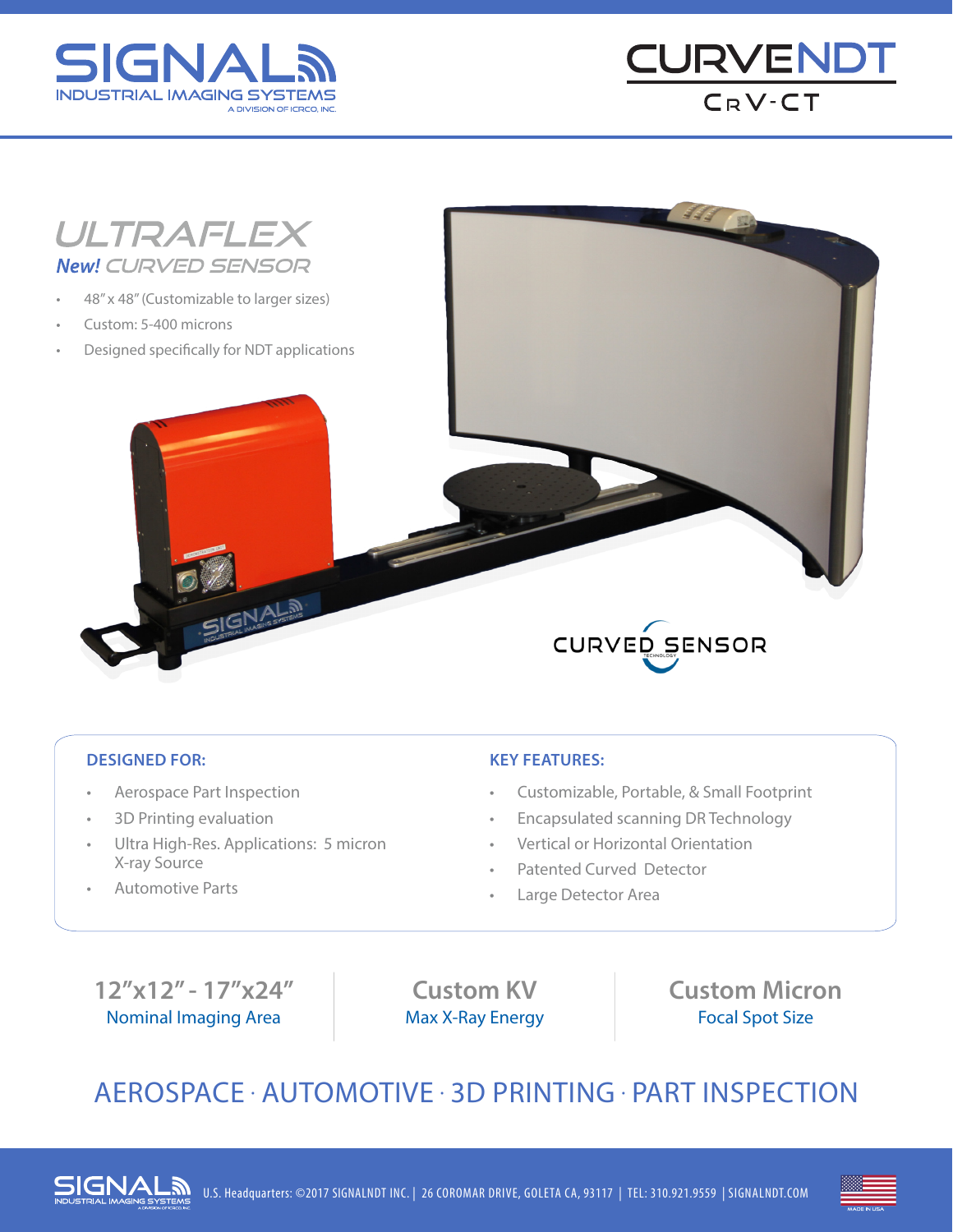# SIGNAL INDUSTRIAL IMAGING SYSTEMS

A DIVISION OF ICRCO, INC.

# CURVENDT

CRV-CT

## ULTRAFLEX

### *New!* CURVED SENSOR

- 48" x 48" (Customizable to larger sizes)
- Custom: 5-400 microns
- Designed specifically for NDT applications

CURVED SENSOR TECHNOLOGY

**DESIGNED FOR:**

- Aerospace Part Inspection
- 3D Printing evaluation
- Ultra High-Res. Applications: 5 micron X-ray Source
- Automotive Parts

**KEY FEATURES:**

- Customizable, Portable, & Small Footprint
- Encapsulated scanning DR Technology
- Vertical or Horizontal Orientation
- Patented Curved Detector
- Large Detector Area

| 12"x12" - 17"x24" | Custom KV | Custom Micron |
|---|---|---|
| Nominal Imaging Area | Max X-Ray Energy | Focal Spot Size |

## AEROSPACE · AUTOMOTIVE · 3D PRINTING · PART INSPECTION

U.S. Headquarters: ©2017 SIGNALNDT INC. | 26 COROMAR DRIVE, GOLETA CA, 93117 | TEL: 310.921.9559 | SIGNALNDT.COM

MADE IN USA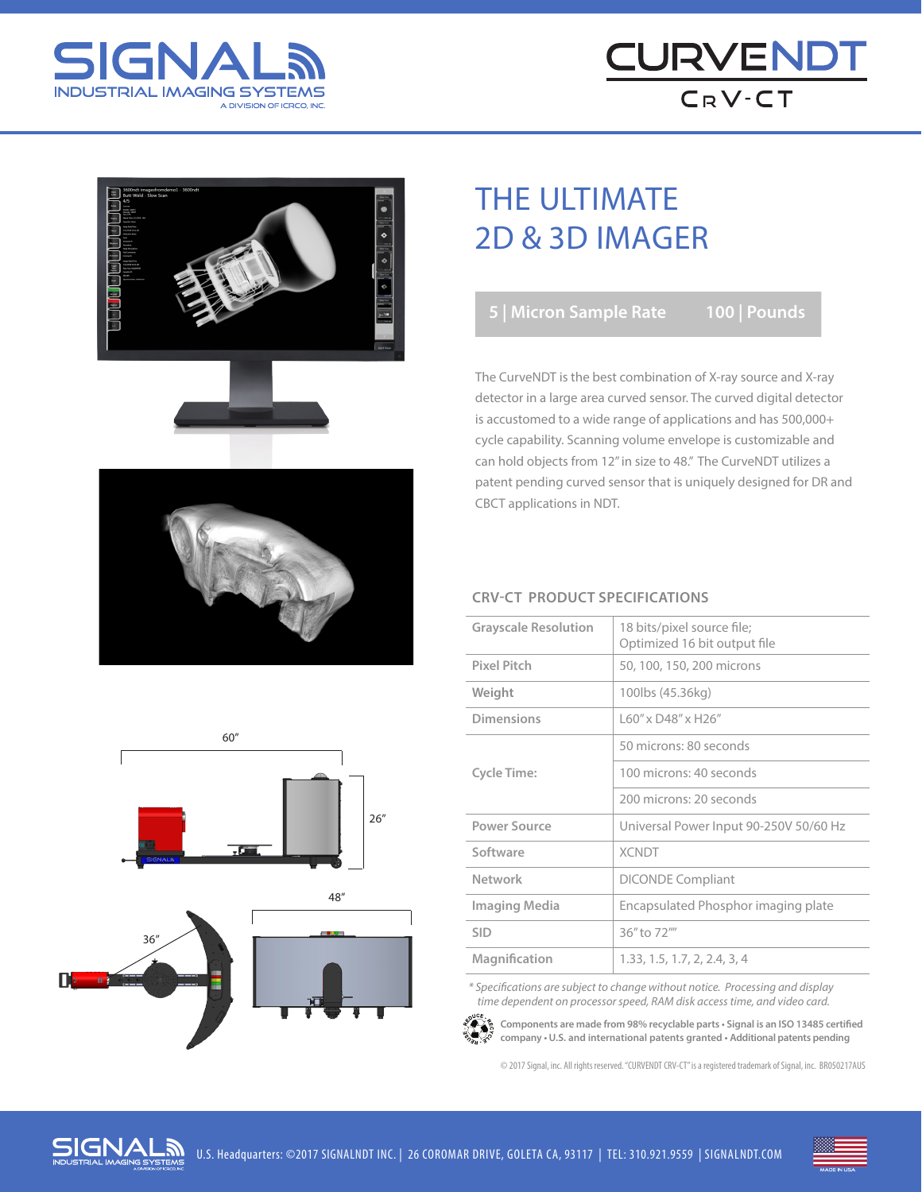SIGNAL INDUSTRIAL IMAGING SYSTEMS
A DIVISION OF ICRCO, INC.

CURVENDT
CRV-CT

# THE ULTIMATE 2D & 3D IMAGER

**5 | Micron Sample Rate** **100 | Pounds**

The CurveNDT is the best combination of X-ray source and X-ray detector in a large area curved sensor. The curved digital detector is accustomed to a wide range of applications and has 500,000+ cycle capability. Scanning volume envelope is customizable and can hold objects from 12" in size to 48." The CurveNDT utilizes a patent pending curved sensor that is uniquely designed for DR and CBCT applications in NDT.

60"

26"

48"

36"

## CRV-CT PRODUCT SPECIFICATIONS

| | |
|---|---|
| Grayscale Resolution | 18 bits/pixel source file; Optimized 16 bit output file |
| Pixel Pitch | 50, 100, 150, 200 microns |
| Weight | 100lbs (45.36kg) |
| Dimensions | L60" x D48" x H26" |
| Cycle Time: | 50 microns: 80 seconds |
| | 100 microns: 40 seconds |
| | 200 microns: 20 seconds |
| Power Source | Universal Power Input 90-250V 50/60 Hz |
| Software | XCNDT |
| Network | DICONDE Compliant |
| Imaging Media | Encapsulated Phosphor imaging plate |
| SID | 36" to 72"" |
| Magnification | 1.33, 1.5, 1.7, 2, 2.4, 3, 4 |

*\* Specifications are subject to change without notice. Processing and display time dependent on processor speed, RAM disk access time, and video card.*

**Components are made from 98% recyclable parts • Signal is an ISO 13485 certified company • U.S. and international patents granted • Additional patents pending**

© 2017 Signal, inc. All rights reserved. "CURVENDT CRV-CT" is a registered trademark of Signal, inc. BR050217AUS

U.S. Headquarters: ©2017 SIGNALNDT INC. | 26 COROMAR DRIVE, GOLETA CA, 93117 | TEL: 310.921.9559 | SIGNALNDT.COM

MADE IN USA